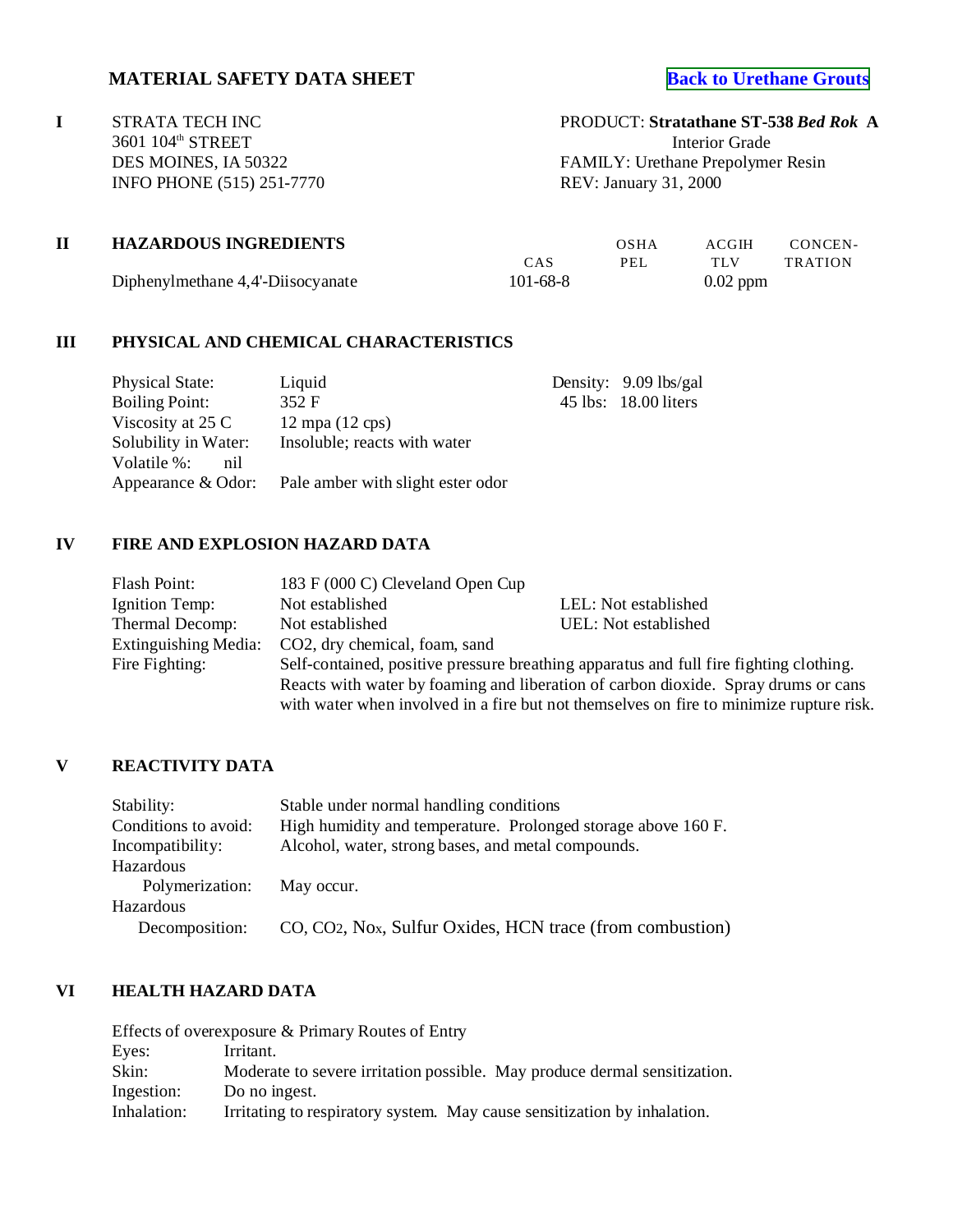# MATERIAL SAFETY DATA SHEET

**Back to Urethane Grouts**

**I**

STRATA TECH INC
3601 104th STREET
DES MOINES, IA 50322
INFO PHONE (515) 251-7770

PRODUCT: **Stratathane ST-538** ***Bed Rok*** **A**
Interior Grade
FAMILY: Urethane Prepolymer Resin
REV: January 31, 2000

## II HAZARDOUS INGREDIENTS

| | CAS | OSHA PEL | ACGIH TLV | CONCENTRATION |
|---|---|---|---|---|
| Diphenylmethane 4,4'-Diisocyanate | 101-68-8 | | 0.02 ppm | |

## III PHYSICAL AND CHEMICAL CHARACTERISTICS

| | |
|---|---|
| Physical State: | Liquid |
| Boiling Point: | 352 F |
| Viscosity at 25 C | 12 mpa (12 cps) |
| Solubility in Water: | Insoluble; reacts with water |
| Volatile %: | nil |
| Appearance & Odor: | Pale amber with slight ester odor |

Density: 9.09 lbs/gal
45 lbs: 18.00 liters

## IV FIRE AND EXPLOSION HAZARD DATA

| | | |
|---|---|---|
| Flash Point: | 183 F (000 C) Cleveland Open Cup | |
| Ignition Temp: | Not established | LEL: Not established |
| Thermal Decomp: | Not established | UEL: Not established |
| Extinguishing Media: | $CO_2$, dry chemical, foam, sand | |

Fire Fighting: Self-contained, positive pressure breathing apparatus and full fire fighting clothing. Reacts with water by foaming and liberation of carbon dioxide. Spray drums or cans with water when involved in a fire but not themselves on fire to minimize rupture risk.

## V REACTIVITY DATA

| | |
|---|---|
| Stability: | Stable under normal handling conditions |
| Conditions to avoid: | High humidity and temperature. Prolonged storage above 160 F. |
| Incompatibility: | Alcohol, water, strong bases, and metal compounds. |
| Hazardous Polymerization: | May occur. |
| Hazardous Decomposition: | CO, $CO_2$, $NO_x$, Sulfur Oxides, HCN trace (from combustion) |

## VI HEALTH HAZARD DATA

Effects of overexposure & Primary Routes of Entry

| | |
|---|---|
| Eyes: | Irritant. |
| Skin: | Moderate to severe irritation possible. May produce dermal sensitization. |
| Ingestion: | Do no ingest. |
| Inhalation: | Irritating to respiratory system. May cause sensitization by inhalation. |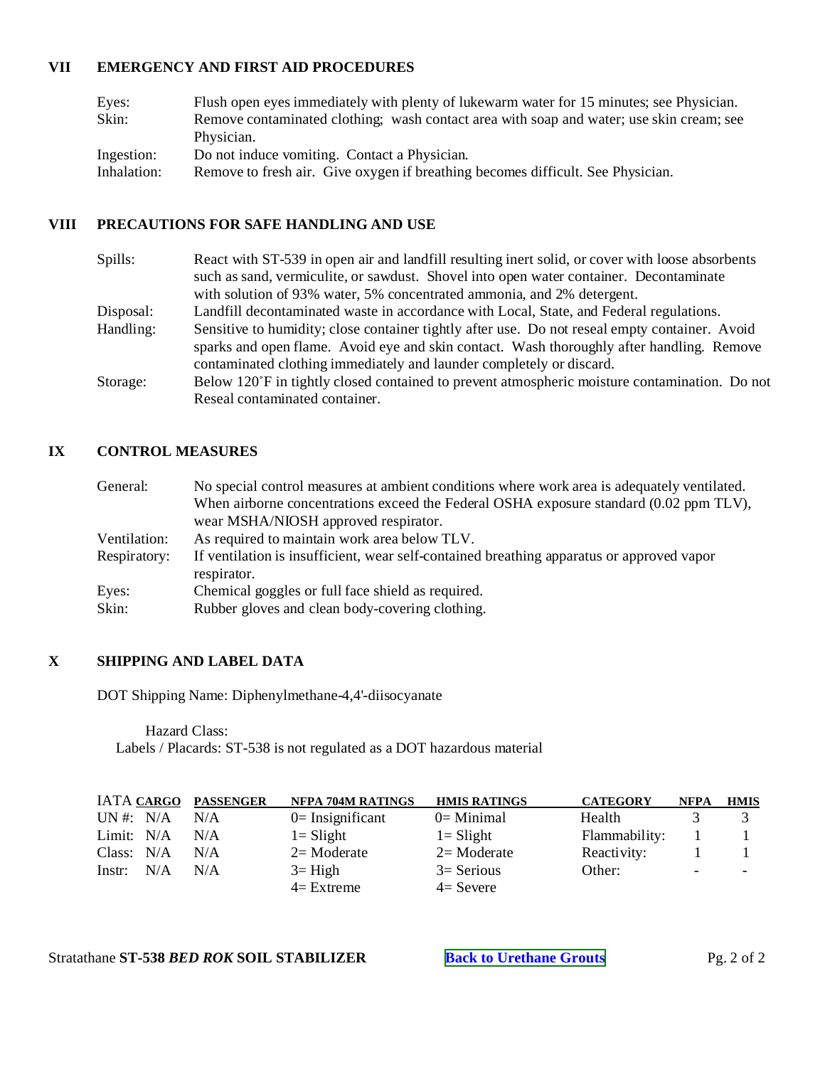## VII EMERGENCY AND FIRST AID PROCEDURES

| | |
|---|---|
| Eyes: | Flush open eyes immediately with plenty of lukewarm water for 15 minutes; see Physician. |
| Skin: | Remove contaminated clothing; wash contact area with soap and water; use skin cream; see Physician. |
| Ingestion: | Do not induce vomiting. Contact a Physician. |
| Inhalation: | Remove to fresh air. Give oxygen if breathing becomes difficult. See Physician. |

## VIII PRECAUTIONS FOR SAFE HANDLING AND USE

| | |
|---|---|
| Spills: | React with ST-539 in open air and landfill resulting inert solid, or cover with loose absorbents such as sand, vermiculite, or sawdust. Shovel into open water container. Decontaminate with solution of 93% water, 5% concentrated ammonia, and 2% detergent. |
| Disposal: | Landfill decontaminated waste in accordance with Local, State, and Federal regulations. |
| Handling: | Sensitive to humidity; close container tightly after use. Do not reseal empty container. Avoid sparks and open flame. Avoid eye and skin contact. Wash thoroughly after handling. Remove contaminated clothing immediately and launder completely or discard. |
| Storage: | Below 120˚F in tightly closed contained to prevent atmospheric moisture contamination. Do not Reseal contaminated container. |

## IX CONTROL MEASURES

| | |
|---|---|
| General: | No special control measures at ambient conditions where work area is adequately ventilated. When airborne concentrations exceed the Federal OSHA exposure standard (0.02 ppm TLV), wear MSHA/NIOSH approved respirator. |
| Ventilation: | As required to maintain work area below TLV. |
| Respiratory: | If ventilation is insufficient, wear self-contained breathing apparatus or approved vapor respirator. |
| Eyes: | Chemical goggles or full face shield as required. |
| Skin: | Rubber gloves and clean body-covering clothing. |

## X SHIPPING AND LABEL DATA

DOT Shipping Name: Diphenylmethane-4,4'-diisocyanate

Hazard Class:

Labels / Placards: ST-538 is not regulated as a DOT hazardous material

| IATA | CARGO | PASSENGER | NFPA 704M RATINGS | HMIS RATINGS | CATEGORY | NFPA | HMIS |
|---|---|---|---|---|---|---|---|
| UN #: | N/A | N/A | 0= Insignificant | 0= Minimal | Health | 3 | 3 |
| Limit: | N/A | N/A | 1= Slight | 1= Slight | Flammability: | 1 | 1 |
| Class: | N/A | N/A | 2= Moderate | 2= Moderate | Reactivity: | 1 | 1 |
| Instr: | N/A | N/A | 3= High | 3= Serious | Other: | - | - |
| | | | 4= Extreme | 4= Severe | | | |

Stratathane **ST-538** ***BED ROK*** **SOIL STABILIZER** **Back to Urethane Grouts**